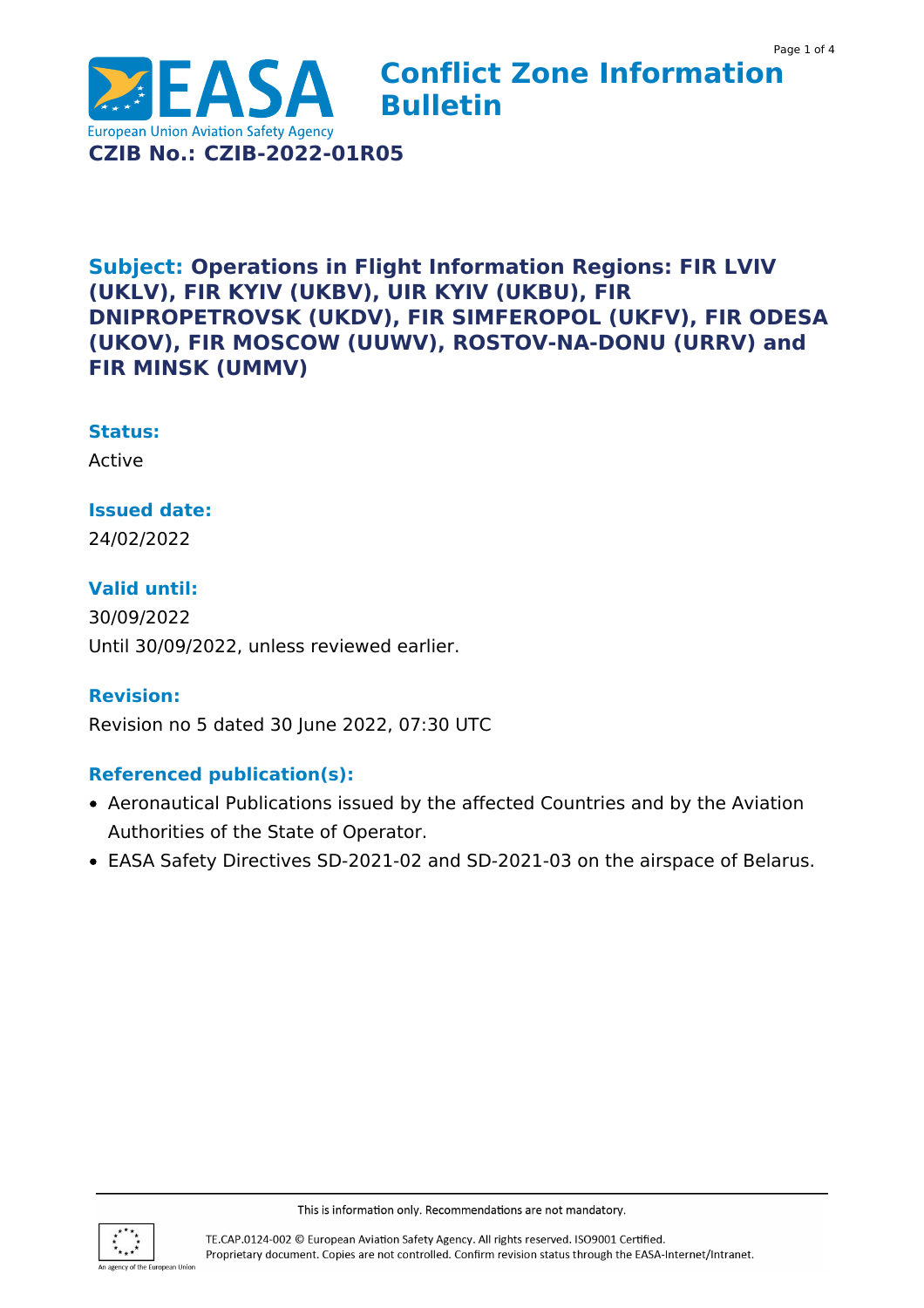# Conflict Zone Information Bulletin

**CZIB No.: CZIB-2022-01R05**

## Subject: Operations in Flight Information Regions: FIR LVIV (UKLV), FIR KYIV (UKBV), UIR KYIV (UKBU), FIR DNIPROPETROVSK (UKDV), FIR SIMFEROPOL (UKFV), FIR ODESA (UKOV), FIR MOSCOW (UUWV), ROSTOV-NA-DONU (URRV) and FIR MINSK (UMMV)

### Status:

Active

### Issued date:

24/02/2022

### Valid until:

30/09/2022

Until 30/09/2022, unless reviewed earlier.

### Revision:

Revision no 5 dated 30 June 2022, 07:30 UTC

### Referenced publication(s):

- Aeronautical Publications issued by the affected Countries and by the Aviation Authorities of the State of Operator.
- EASA Safety Directives SD-2021-02 and SD-2021-03 on the airspace of Belarus.

This is information only. Recommendations are not mandatory.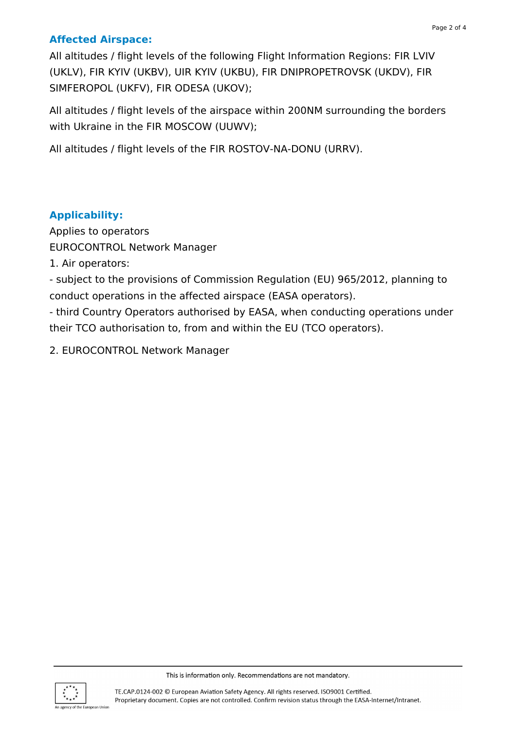## Affected Airspace:

All altitudes / flight levels of the following Flight Information Regions: FIR LVIV (UKLV), FIR KYIV (UKBV), UIR KYIV (UKBU), FIR DNIPROPETROVSK (UKDV), FIR SIMFEROPOL (UKFV), FIR ODESA (UKOV);

All altitudes / flight levels of the airspace within 200NM surrounding the borders with Ukraine in the FIR MOSCOW (UUWV);

All altitudes / flight levels of the FIR ROSTOV-NA-DONU (URRV).

## Applicability:

Applies to operators
EUROCONTROL Network Manager
1. Air operators:
- subject to the provisions of Commission Regulation (EU) 965/2012, planning to conduct operations in the affected airspace (EASA operators).
- third Country Operators authorised by EASA, when conducting operations under their TCO authorisation to, from and within the EU (TCO operators).

2. EUROCONTROL Network Manager

This is information only. Recommendations are not mandatory.

TE.CAP.0124-002 © European Aviation Safety Agency. All rights reserved. ISO9001 Certified.
Proprietary document. Copies are not controlled. Confirm revision status through the EASA-Internet/Intranet.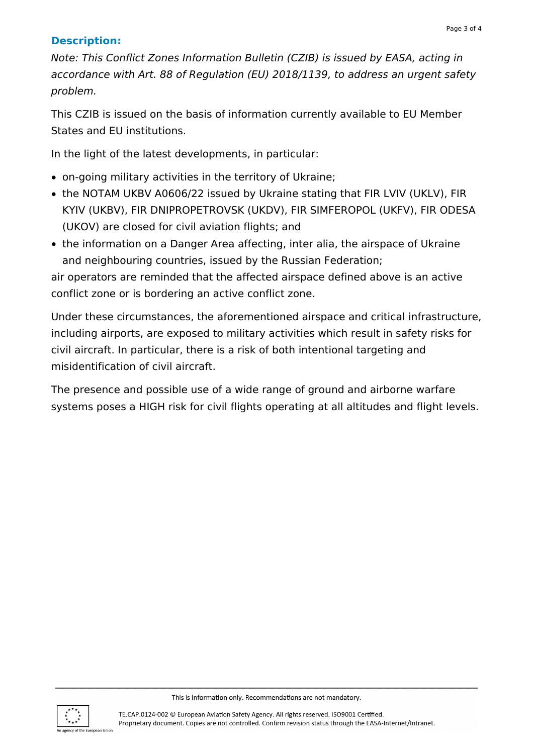**Description:**

*Note: This Conflict Zones Information Bulletin (CZIB) is issued by EASA, acting in accordance with Art. 88 of Regulation (EU) 2018/1139, to address an urgent safety problem.*

This CZIB is issued on the basis of information currently available to EU Member States and EU institutions.

In the light of the latest developments, in particular:

- on-going military activities in the territory of Ukraine;
- the NOTAM UKBV A0606/22 issued by Ukraine stating that FIR LVIV (UKLV), FIR KYIV (UKBV), FIR DNIPROPETROVSK (UKDV), FIR SIMFEROPOL (UKFV), FIR ODESA (UKOV) are closed for civil aviation flights; and
- the information on a Danger Area affecting, inter alia, the airspace of Ukraine and neighbouring countries, issued by the Russian Federation;

air operators are reminded that the affected airspace defined above is an active conflict zone or is bordering an active conflict zone.

Under these circumstances, the aforementioned airspace and critical infrastructure, including airports, are exposed to military activities which result in safety risks for civil aircraft. In particular, there is a risk of both intentional targeting and misidentification of civil aircraft.

The presence and possible use of a wide range of ground and airborne warfare systems poses a HIGH risk for civil flights operating at all altitudes and flight levels.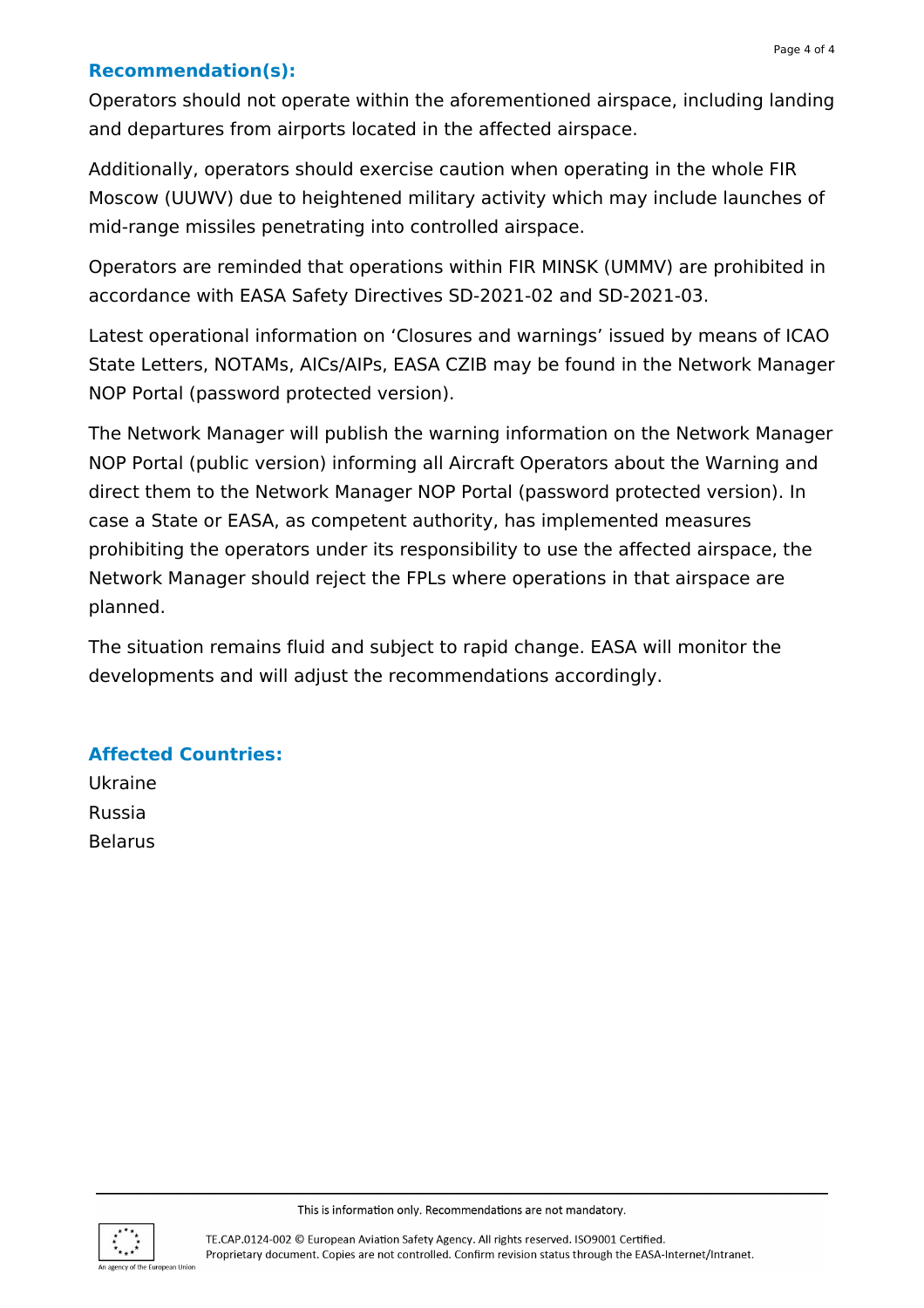### Recommendation(s):

Operators should not operate within the aforementioned airspace, including landing and departures from airports located in the affected airspace.

Additionally, operators should exercise caution when operating in the whole FIR Moscow (UUWV) due to heightened military activity which may include launches of mid-range missiles penetrating into controlled airspace.

Operators are reminded that operations within FIR MINSK (UMMV) are prohibited in accordance with EASA Safety Directives SD-2021-02 and SD-2021-03.

Latest operational information on 'Closures and warnings' issued by means of ICAO State Letters, NOTAMs, AICs/AIPs, EASA CZIB may be found in the Network Manager NOP Portal (password protected version).

The Network Manager will publish the warning information on the Network Manager NOP Portal (public version) informing all Aircraft Operators about the Warning and direct them to the Network Manager NOP Portal (password protected version). In case a State or EASA, as competent authority, has implemented measures prohibiting the operators under its responsibility to use the affected airspace, the Network Manager should reject the FPLs where operations in that airspace are planned.

The situation remains fluid and subject to rapid change. EASA will monitor the developments and will adjust the recommendations accordingly.

### Affected Countries:

Ukraine
Russia
Belarus

This is information only. Recommendations are not mandatory.

TE.CAP.0124-002 © European Aviation Safety Agency. All rights reserved. ISO9001 Certified.
Proprietary document. Copies are not controlled. Confirm revision status through the EASA-Internet/Intranet.